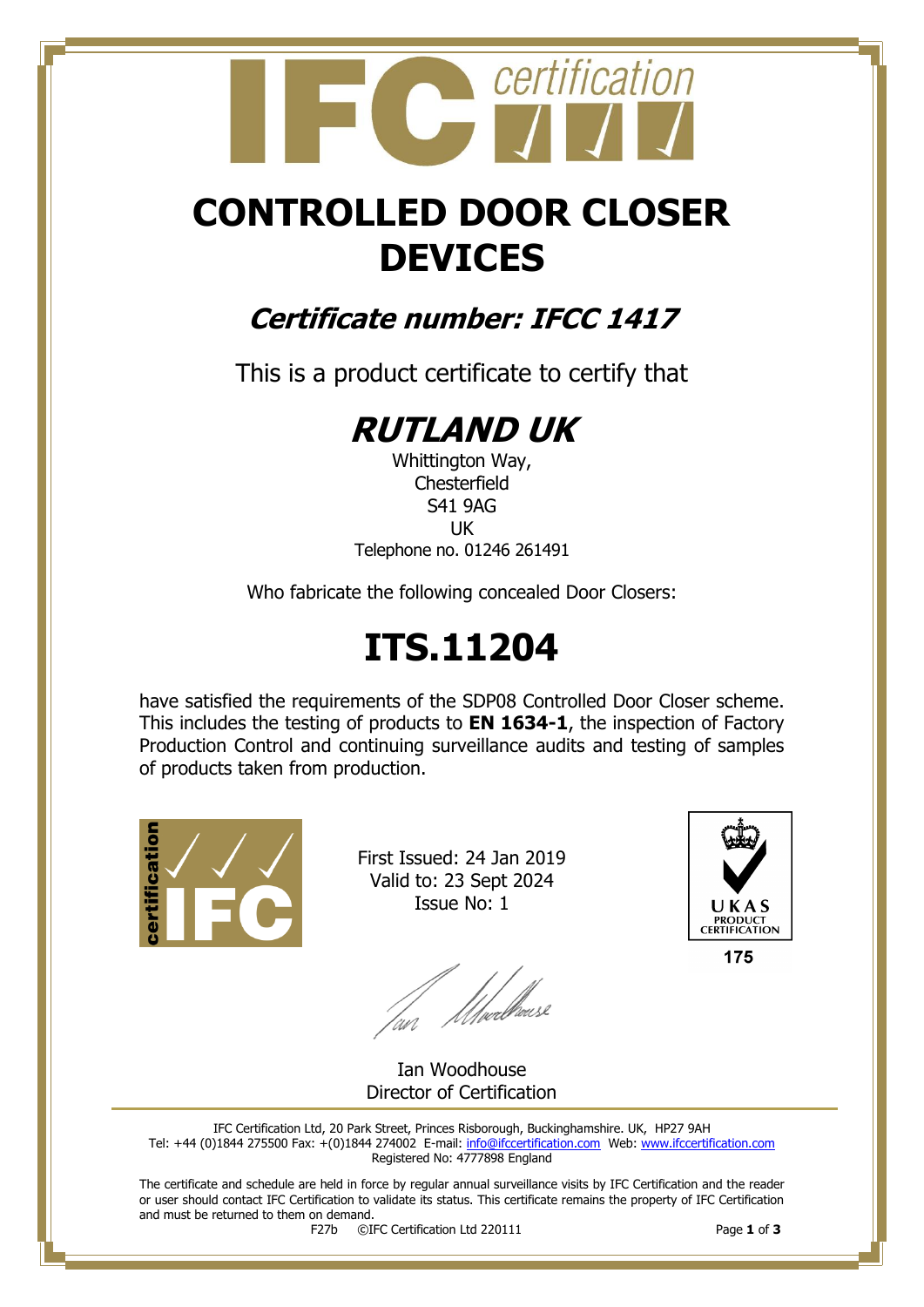# CONTROLLED DOOR CLOSER DEVICES

## *Certificate number: IFCC 1417*

This is a product certificate to certify that

## *RUTLAND UK*

Whittington Way,
Chesterfield
S41 9AG
UK
Telephone no. 01246 261491

Who fabricate the following concealed Door Closers:

# ITS.11204

have satisfied the requirements of the SDP08 Controlled Door Closer scheme. This includes the testing of products to **EN 1634-1**, the inspection of Factory Production Control and continuing surveillance audits and testing of samples of products taken from production.

First Issued: 24 Jan 2019
Valid to: 23 Sept 2024
Issue No: 1

UKAS PRODUCT CERTIFICATION
175

Ian Woodhouse
Director of Certification

IFC Certification Ltd, 20 Park Street, Princes Risborough, Buckinghamshire. UK, HP27 9AH
Tel: +44 (0)1844 275500 Fax: +(0)1844 274002 E-mail: info@ifccertification.com Web: www.ifccertification.com
Registered No: 4777898 England

The certificate and schedule are held in force by regular annual surveillance visits by IFC Certification and the reader or user should contact IFC Certification to validate its status. This certificate remains the property of IFC Certification and must be returned to them on demand.

F27b ©IFC Certification Ltd 220111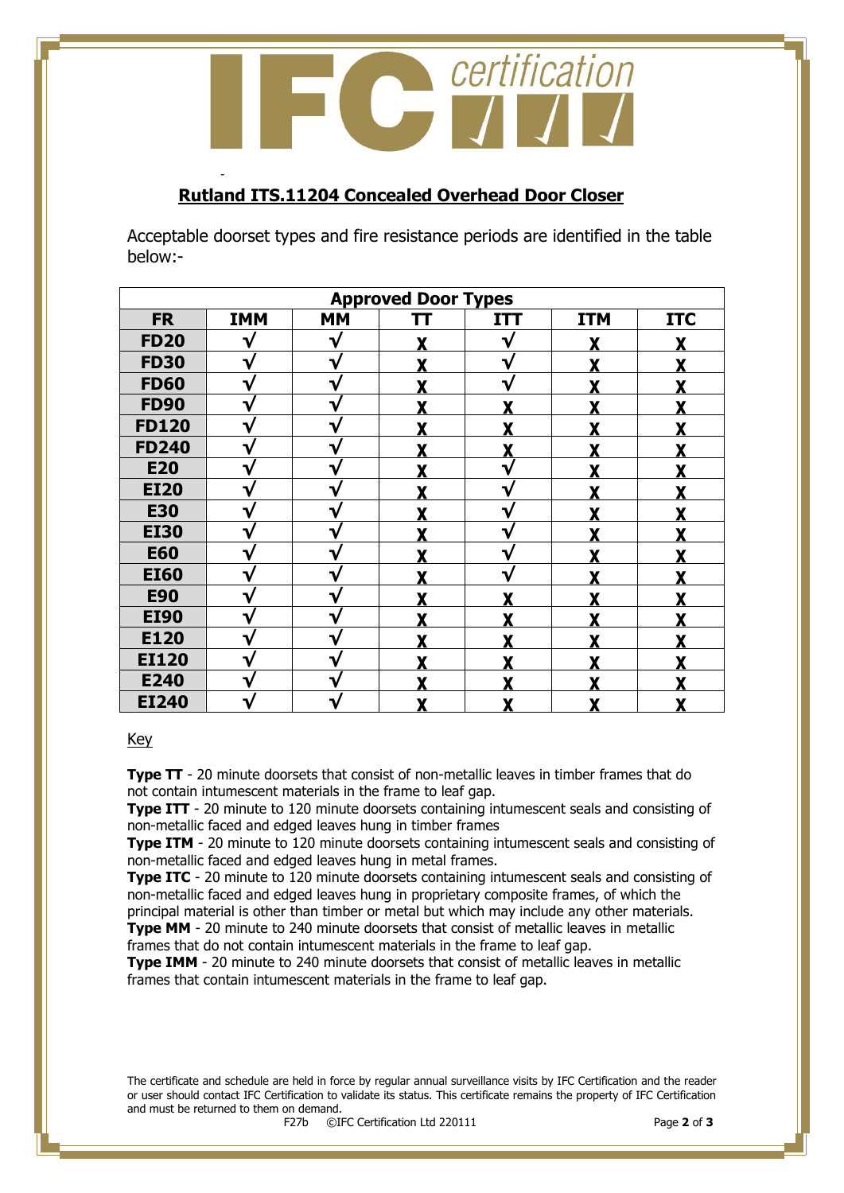## Rutland ITS.11204 Concealed Overhead Door Closer

Acceptable doorset types and fire resistance periods are identified in the table below:-

| Approved Door Types | | | | | | |
|---|---|---|---|---|---|---|
| **FR** | **IMM** | **MM** | **TT** | **ITT** | **ITM** | **ITC** |
| **FD20** | √ | √ | X | √ | X | X |
| **FD30** | √ | √ | X | √ | X | X |
| **FD60** | √ | √ | X | √ | X | X |
| **FD90** | √ | √ | X | X | X | X |
| **FD120** | √ | √ | X | X | X | X |
| **FD240** | √ | √ | X | X | X | X |
| **E20** | √ | √ | X | √ | X | X |
| **EI20** | √ | √ | X | √ | X | X |
| **E30** | √ | √ | X | √ | X | X |
| **EI30** | √ | √ | X | √ | X | X |
| **E60** | √ | √ | X | √ | X | X |
| **EI60** | √ | √ | X | √ | X | X |
| **E90** | √ | √ | X | X | X | X |
| **EI90** | √ | √ | X | X | X | X |
| **E120** | √ | √ | X | X | X | X |
| **EI120** | √ | √ | X | X | X | X |
| **E240** | √ | √ | X | X | X | X |
| **EI240** | √ | √ | X | X | X | X |

Key

**Type TT** - 20 minute doorsets that consist of non-metallic leaves in timber frames that do not contain intumescent materials in the frame to leaf gap.
**Type ITT** - 20 minute to 120 minute doorsets containing intumescent seals and consisting of non-metallic faced and edged leaves hung in timber frames
**Type ITM** - 20 minute to 120 minute doorsets containing intumescent seals and consisting of non-metallic faced and edged leaves hung in metal frames.
**Type ITC** - 20 minute to 120 minute doorsets containing intumescent seals and consisting of non-metallic faced and edged leaves hung in proprietary composite frames, of which the principal material is other than timber or metal but which may include any other materials.
**Type MM** - 20 minute to 240 minute doorsets that consist of metallic leaves in metallic frames that do not contain intumescent materials in the frame to leaf gap.
**Type IMM** - 20 minute to 240 minute doorsets that consist of metallic leaves in metallic frames that contain intumescent materials in the frame to leaf gap.

The certificate and schedule are held in force by regular annual surveillance visits by IFC Certification and the reader or user should contact IFC Certification to validate its status. This certificate remains the property of IFC Certification and must be returned to them on demand.

F27b ©IFC Certification Ltd 220111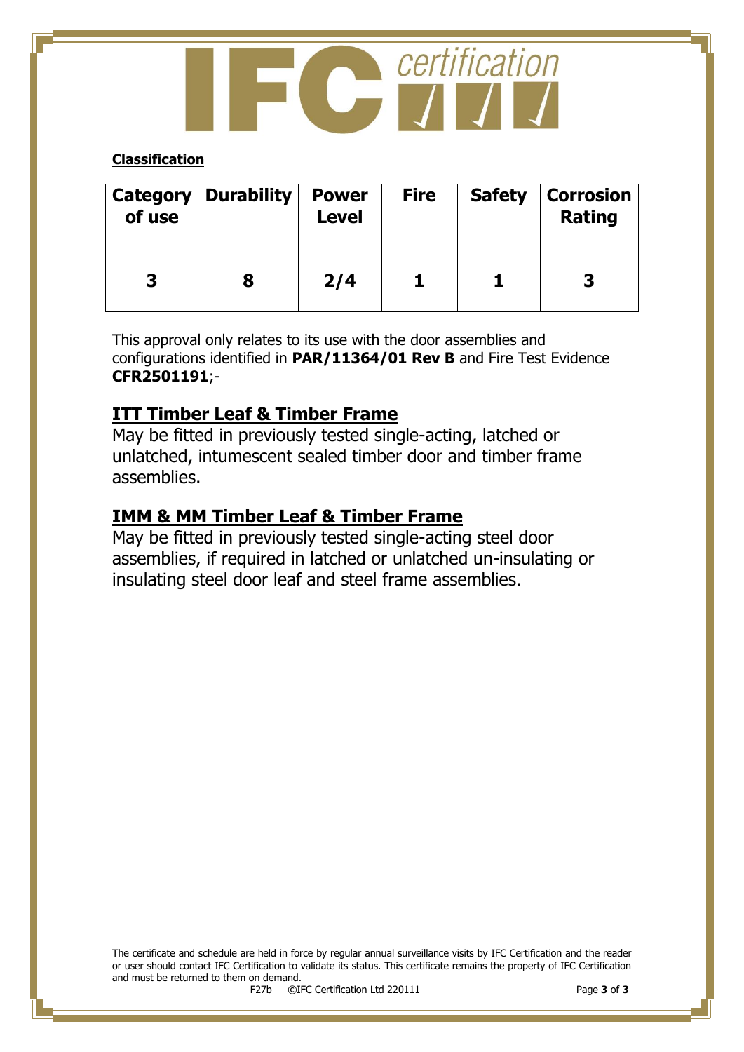**Classification**

| Category of use | Durability | Power Level | Fire | Safety | Corrosion Rating |
|---|---|---|---|---|---|
| 3 | 8 | 2/4 | 1 | 1 | 3 |

This approval only relates to its use with the door assemblies and configurations identified in **PAR/11364/01 Rev B** and Fire Test Evidence **CFR2501191**;-

## ITT Timber Leaf & Timber Frame

May be fitted in previously tested single-acting, latched or unlatched, intumescent sealed timber door and timber frame assemblies.

## IMM & MM Timber Leaf & Timber Frame

May be fitted in previously tested single-acting steel door assemblies, if required in latched or unlatched un-insulating or insulating steel door leaf and steel frame assemblies.

The certificate and schedule are held in force by regular annual surveillance visits by IFC Certification and the reader or user should contact IFC Certification to validate its status. This certificate remains the property of IFC Certification and must be returned to them on demand.

F27b ©IFC Certification Ltd 220111